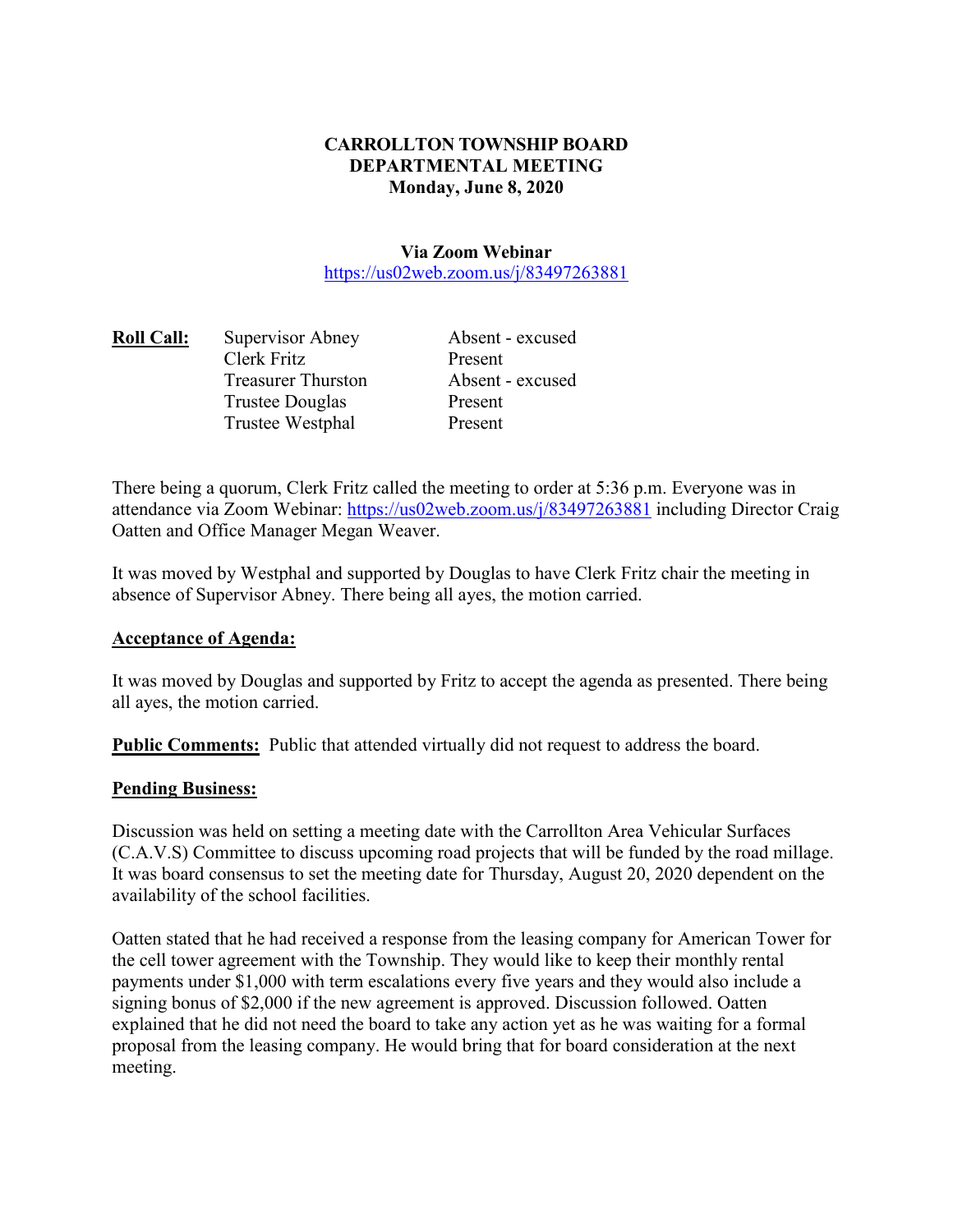# CARROLLTON TOWNSHIP BOARD
## DEPARTMENTAL MEETING
### Monday, June 8, 2020

**Via Zoom Webinar**
https://us02web.zoom.us/j/83497263881

| **Roll Call:** | | |
|---|---|---|
| | Supervisor Abney | Absent - excused |
| | Clerk Fritz | Present |
| | Treasurer Thurston | Absent - excused |
| | Trustee Douglas | Present |
| | Trustee Westphal | Present |

There being a quorum, Clerk Fritz called the meeting to order at 5:36 p.m. Everyone was in attendance via Zoom Webinar: https://us02web.zoom.us/j/83497263881 including Director Craig Oatten and Office Manager Megan Weaver.

It was moved by Westphal and supported by Douglas to have Clerk Fritz chair the meeting in absence of Supervisor Abney. There being all ayes, the motion carried.

**Acceptance of Agenda:**

It was moved by Douglas and supported by Fritz to accept the agenda as presented. There being all ayes, the motion carried.

**Public Comments:** Public that attended virtually did not request to address the board.

**Pending Business:**

Discussion was held on setting a meeting date with the Carrollton Area Vehicular Surfaces (C.A.V.S) Committee to discuss upcoming road projects that will be funded by the road millage. It was board consensus to set the meeting date for Thursday, August 20, 2020 dependent on the availability of the school facilities.

Oatten stated that he had received a response from the leasing company for American Tower for the cell tower agreement with the Township. They would like to keep their monthly rental payments under $1,000 with term escalations every five years and they would also include a signing bonus of $2,000 if the new agreement is approved. Discussion followed. Oatten explained that he did not need the board to take any action yet as he was waiting for a formal proposal from the leasing company. He would bring that for board consideration at the next meeting.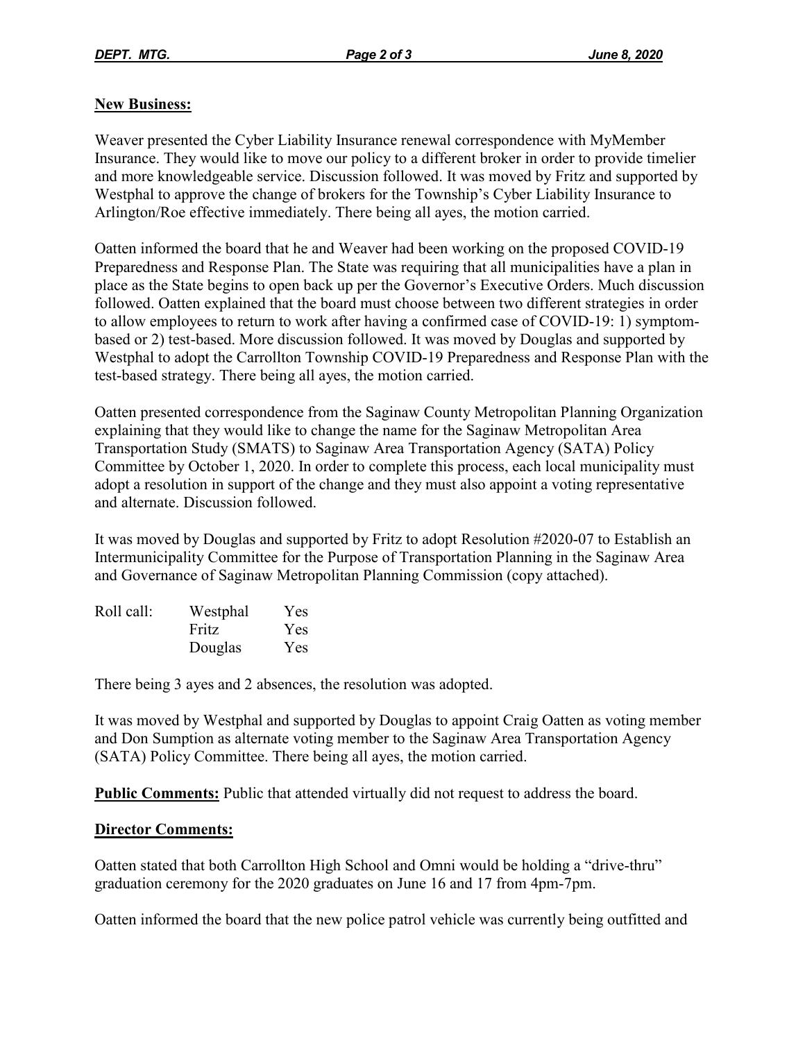**New Business:**

Weaver presented the Cyber Liability Insurance renewal correspondence with MyMember Insurance. They would like to move our policy to a different broker in order to provide timelier and more knowledgeable service. Discussion followed. It was moved by Fritz and supported by Westphal to approve the change of brokers for the Township's Cyber Liability Insurance to Arlington/Roe effective immediately. There being all ayes, the motion carried.

Oatten informed the board that he and Weaver had been working on the proposed COVID-19 Preparedness and Response Plan. The State was requiring that all municipalities have a plan in place as the State begins to open back up per the Governor's Executive Orders. Much discussion followed. Oatten explained that the board must choose between two different strategies in order to allow employees to return to work after having a confirmed case of COVID-19: 1) symptom-based or 2) test-based. More discussion followed. It was moved by Douglas and supported by Westphal to adopt the Carrollton Township COVID-19 Preparedness and Response Plan with the test-based strategy. There being all ayes, the motion carried.

Oatten presented correspondence from the Saginaw County Metropolitan Planning Organization explaining that they would like to change the name for the Saginaw Metropolitan Area Transportation Study (SMATS) to Saginaw Area Transportation Agency (SATA) Policy Committee by October 1, 2020. In order to complete this process, each local municipality must adopt a resolution in support of the change and they must also appoint a voting representative and alternate. Discussion followed.

It was moved by Douglas and supported by Fritz to adopt Resolution #2020-07 to Establish an Intermunicipality Committee for the Purpose of Transportation Planning in the Saginaw Area and Governance of Saginaw Metropolitan Planning Commission (copy attached).

| Roll call: | Westphal | Yes |
|---|---|---|
| | Fritz | Yes |
| | Douglas | Yes |

There being 3 ayes and 2 absences, the resolution was adopted.

It was moved by Westphal and supported by Douglas to appoint Craig Oatten as voting member and Don Sumption as alternate voting member to the Saginaw Area Transportation Agency (SATA) Policy Committee. There being all ayes, the motion carried.

**Public Comments:** Public that attended virtually did not request to address the board.

**Director Comments:**

Oatten stated that both Carrollton High School and Omni would be holding a "drive-thru" graduation ceremony for the 2020 graduates on June 16 and 17 from 4pm-7pm.

Oatten informed the board that the new police patrol vehicle was currently being outfitted and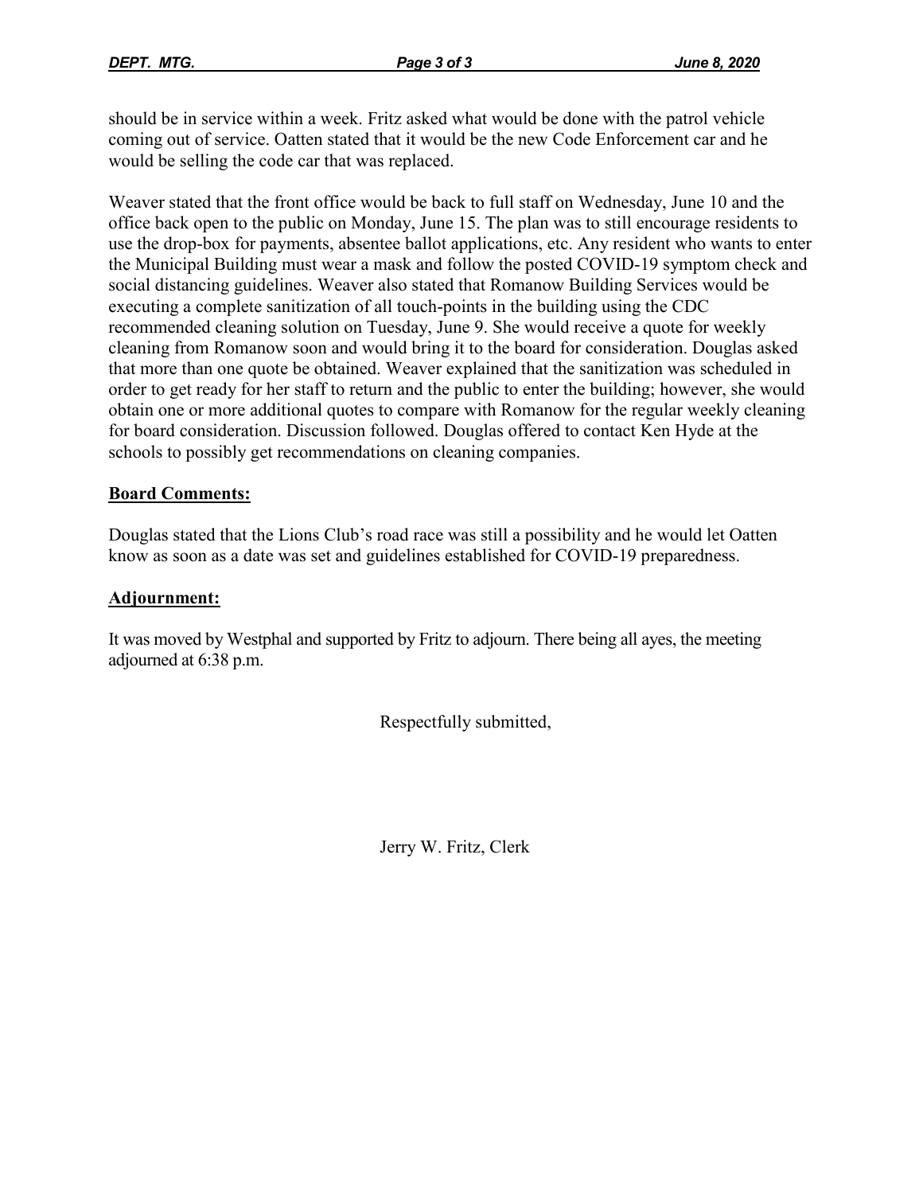should be in service within a week. Fritz asked what would be done with the patrol vehicle coming out of service. Oatten stated that it would be the new Code Enforcement car and he would be selling the code car that was replaced.

Weaver stated that the front office would be back to full staff on Wednesday, June 10 and the office back open to the public on Monday, June 15. The plan was to still encourage residents to use the drop-box for payments, absentee ballot applications, etc. Any resident who wants to enter the Municipal Building must wear a mask and follow the posted COVID-19 symptom check and social distancing guidelines. Weaver also stated that Romanow Building Services would be executing a complete sanitization of all touch-points in the building using the CDC recommended cleaning solution on Tuesday, June 9. She would receive a quote for weekly cleaning from Romanow soon and would bring it to the board for consideration. Douglas asked that more than one quote be obtained. Weaver explained that the sanitization was scheduled in order to get ready for her staff to return and the public to enter the building; however, she would obtain one or more additional quotes to compare with Romanow for the regular weekly cleaning for board consideration. Discussion followed. Douglas offered to contact Ken Hyde at the schools to possibly get recommendations on cleaning companies.

**Board Comments:**

Douglas stated that the Lions Club's road race was still a possibility and he would let Oatten know as soon as a date was set and guidelines established for COVID-19 preparedness.

**Adjournment:**

It was moved by Westphal and supported by Fritz to adjourn. There being all ayes, the meeting adjourned at 6:38 p.m.

Respectfully submitted,

Jerry W. Fritz, Clerk